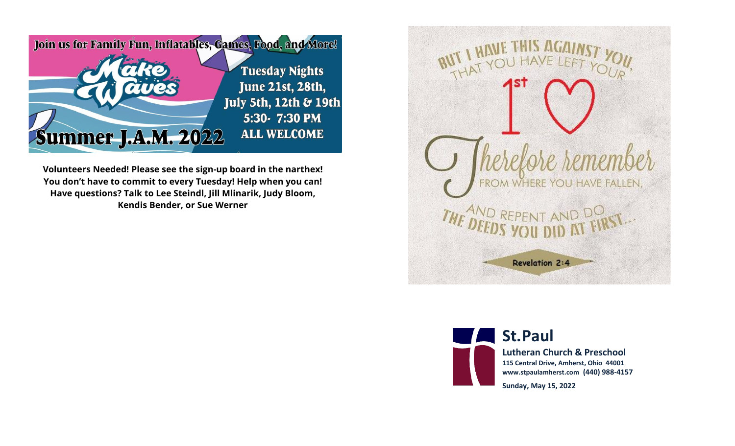Join us for Family Fun, Inflatables, Games, Food, and More!

**Make Waves**

**Summer J.A.M. 2022**

**Tuesday Nights**
**June 21st, 28th,**
**July 5th, 12th & 19th**
**5:30- 7:30 PM**
**ALL WELCOME**

**Volunteers Needed! Please see the sign-up board in the narthex! You don't have to commit to every Tuesday! Help when you can! Have questions? Talk to Lee Steindl, Jill Mlinarik, Judy Bloom, Kendis Bender, or Sue Werner**

BUT I HAVE THIS AGAINST YOU, THAT YOU HAVE LEFT YOUR 1st ♡

Therefore remember FROM WHERE YOU HAVE FALLEN, AND REPENT AND DO THE DEEDS YOU DID AT FIRST...

Revelation 2:4

# St.Paul

**Lutheran Church & Preschool**

**115 Central Drive, Amherst, Ohio 44001**
**www.stpaulamherst.com (440) 988-4157**

**Sunday, May 15, 2022**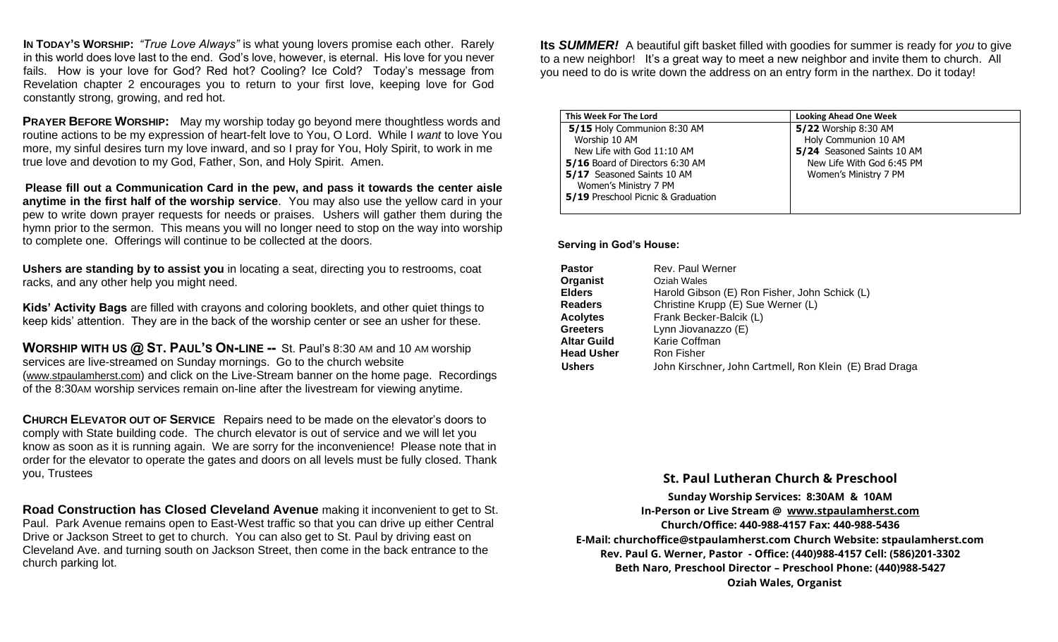**IN TODAY'S WORSHIP:** *"True Love Always"* is what young lovers promise each other. Rarely in this world does love last to the end. God's love, however, is eternal. His love for you never fails. How is your love for God? Red hot? Cooling? Ice Cold? Today's message from Revelation chapter 2 encourages you to return to your first love, keeping love for God constantly strong, growing, and red hot.

**PRAYER BEFORE WORSHIP:** May my worship today go beyond mere thoughtless words and routine actions to be my expression of heart-felt love to You, O Lord. While I *want* to love You more, my sinful desires turn my love inward, and so I pray for You, Holy Spirit, to work in me true love and devotion to my God, Father, Son, and Holy Spirit. Amen.

**Please fill out a Communication Card in the pew, and pass it towards the center aisle anytime in the first half of the worship service**. You may also use the yellow card in your pew to write down prayer requests for needs or praises. Ushers will gather them during the hymn prior to the sermon. This means you will no longer need to stop on the way into worship to complete one. Offerings will continue to be collected at the doors.

**Ushers are standing by to assist you** in locating a seat, directing you to restrooms, coat racks, and any other help you might need.

**Kids' Activity Bags** are filled with crayons and coloring booklets, and other quiet things to keep kids' attention. They are in the back of the worship center or see an usher for these.

**WORSHIP WITH US @ ST. PAUL'S ON-LINE --** St. Paul's 8:30 AM and 10 AM worship services are live-streamed on Sunday mornings. Go to the church website (www.stpaulamherst.com) and click on the Live-Stream banner on the home page. Recordings of the 8:30AM worship services remain on-line after the livestream for viewing anytime.

**CHURCH ELEVATOR OUT OF SERVICE** Repairs need to be made on the elevator's doors to comply with State building code. The church elevator is out of service and we will let you know as soon as it is running again. We are sorry for the inconvenience! Please note that in order for the elevator to operate the gates and doors on all levels must be fully closed. Thank you, Trustees

**Road Construction has Closed Cleveland Avenue** making it inconvenient to get to St. Paul. Park Avenue remains open to East-West traffic so that you can drive up either Central Drive or Jackson Street to get to church. You can also get to St. Paul by driving east on Cleveland Ave. and turning south on Jackson Street, then come in the back entrance to the church parking lot.

**Its *SUMMER!*** A beautiful gift basket filled with goodies for summer is ready for *you* to give to a new neighbor! It's a great way to meet a new neighbor and invite them to church. All you need to do is write down the address on an entry form in the narthex. Do it today!

| This Week For The Lord | Looking Ahead One Week |
|---|---|
| **5/15** Holy Communion 8:30 AM<br>Worship 10 AM<br>New Life with God 11:10 AM<br>**5/16** Board of Directors 6:30 AM<br>**5/17** Seasoned Saints 10 AM<br>Women's Ministry 7 PM<br>**5/19** Preschool Picnic & Graduation | **5/22** Worship 8:30 AM<br>Holy Communion 10 AM<br>**5/24** Seasoned Saints 10 AM<br>New Life With God 6:45 PM<br>Women's Ministry 7 PM |

**Serving in God's House:**

| | |
|---|---|
| **Pastor** | Rev. Paul Werner |
| **Organist** | Oziah Wales |
| **Elders** | Harold Gibson (E) Ron Fisher, John Schick (L) |
| **Readers** | Christine Krupp (E) Sue Werner (L) |
| **Acolytes** | Frank Becker-Balcik (L) |
| **Greeters** | Lynn Jiovanazzo (E) |
| **Altar Guild** | Karie Coffman |
| **Head Usher** | Ron Fisher |
| **Ushers** | John Kirschner, John Cartmell, Ron Klein (E) Brad Draga |

## St. Paul Lutheran Church & Preschool

**Sunday Worship Services: 8:30AM & 10AM**
**In-Person or Live Stream @ www.stpaulamherst.com**
**Church/Office: 440-988-4157 Fax: 440-988-5436**
**E-Mail: churchoffice@stpaulamherst.com Church Website: stpaulamherst.com**
**Rev. Paul G. Werner, Pastor - Office: (440)988-4157 Cell: (586)201-3302**
**Beth Naro, Preschool Director – Preschool Phone: (440)988-5427**
**Oziah Wales, Organist**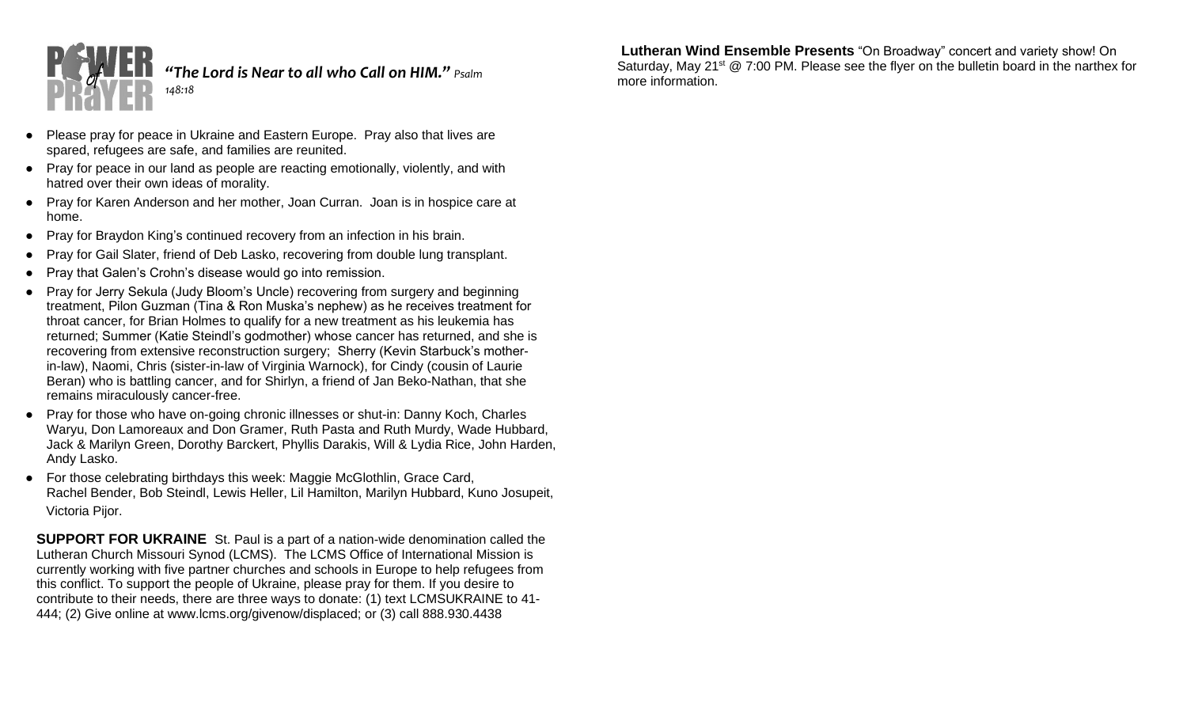# POWER of PRAYER

***"The Lord is Near to all who Call on HIM."*** *Psalm 148:18*

- Please pray for peace in Ukraine and Eastern Europe. Pray also that lives are spared, refugees are safe, and families are reunited.
- Pray for peace in our land as people are reacting emotionally, violently, and with hatred over their own ideas of morality.
- Pray for Karen Anderson and her mother, Joan Curran. Joan is in hospice care at home.
- Pray for Braydon King's continued recovery from an infection in his brain.
- Pray for Gail Slater, friend of Deb Lasko, recovering from double lung transplant.
- Pray that Galen's Crohn's disease would go into remission.
- Pray for Jerry Sekula (Judy Bloom's Uncle) recovering from surgery and beginning treatment, Pilon Guzman (Tina & Ron Muska's nephew) as he receives treatment for throat cancer, for Brian Holmes to qualify for a new treatment as his leukemia has returned; Summer (Katie Steindl's godmother) whose cancer has returned, and she is recovering from extensive reconstruction surgery; Sherry (Kevin Starbuck's mother-in-law), Naomi, Chris (sister-in-law of Virginia Warnock), for Cindy (cousin of Laurie Beran) who is battling cancer, and for Shirlyn, a friend of Jan Beko-Nathan, that she remains miraculously cancer-free.
- Pray for those who have on-going chronic illnesses or shut-in: Danny Koch, Charles Waryu, Don Lamoreaux and Don Gramer, Ruth Pasta and Ruth Murdy, Wade Hubbard, Jack & Marilyn Green, Dorothy Barckert, Phyllis Darakis, Will & Lydia Rice, John Harden, Andy Lasko.
- For those celebrating birthdays this week: Maggie McGlothlin, Grace Card, Rachel Bender, Bob Steindl, Lewis Heller, Lil Hamilton, Marilyn Hubbard, Kuno Josupeit, Victoria Pijor.

**SUPPORT FOR UKRAINE** St. Paul is a part of a nation-wide denomination called the Lutheran Church Missouri Synod (LCMS). The LCMS Office of International Mission is currently working with five partner churches and schools in Europe to help refugees from this conflict. To support the people of Ukraine, please pray for them. If you desire to contribute to their needs, there are three ways to donate: (1) text LCMSUKRAINE to 41-444; (2) Give online at www.lcms.org/givenow/displaced; or (3) call 888.930.4438

**Lutheran Wind Ensemble Presents** "On Broadway" concert and variety show! On Saturday, May 21st @ 7:00 PM. Please see the flyer on the bulletin board in the narthex for more information.